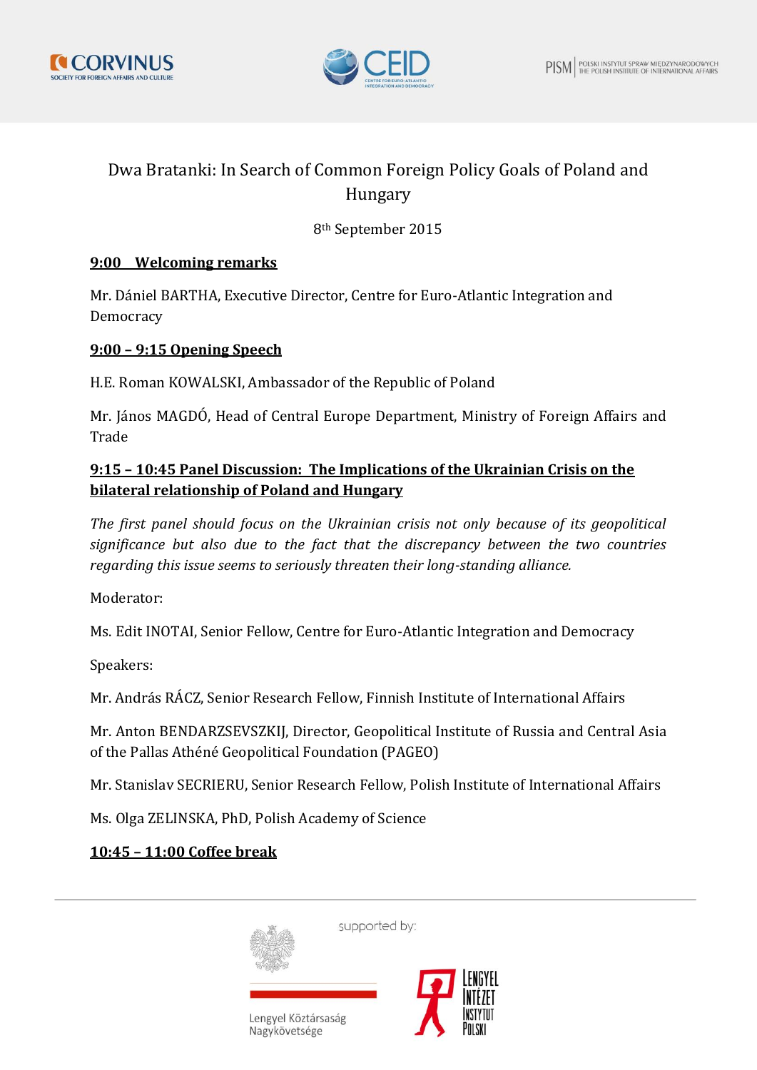# Dwa Bratanki: In Search of Common Foreign Policy Goals of Poland and Hungary

8th September 2015

**9:00 Welcoming remarks**

Mr. Dániel BARTHA, Executive Director, Centre for Euro-Atlantic Integration and Democracy

**9:00 – 9:15 Opening Speech**

H.E. Roman KOWALSKI, Ambassador of the Republic of Poland

Mr. János MAGDÓ, Head of Central Europe Department, Ministry of Foreign Affairs and Trade

**9:15 – 10:45 Panel Discussion: The Implications of the Ukrainian Crisis on the bilateral relationship of Poland and Hungary**

*The first panel should focus on the Ukrainian crisis not only because of its geopolitical significance but also due to the fact that the discrepancy between the two countries regarding this issue seems to seriously threaten their long-standing alliance.*

Moderator:

Ms. Edit INOTAI, Senior Fellow, Centre for Euro-Atlantic Integration and Democracy

Speakers:

Mr. András RÁCZ, Senior Research Fellow, Finnish Institute of International Affairs

Mr. Anton BENDARZSEVSZKIJ, Director, Geopolitical Institute of Russia and Central Asia of the Pallas Athéné Geopolitical Foundation (PAGEO)

Mr. Stanislav SECRIERU, Senior Research Fellow, Polish Institute of International Affairs

Ms. Olga ZELINSKA, PhD, Polish Academy of Science

**10:45 – 11:00 Coffee break**

supported by:

Lengyel Köztársaság Nagykövetsége

Lengyel Intézet Instytut Polski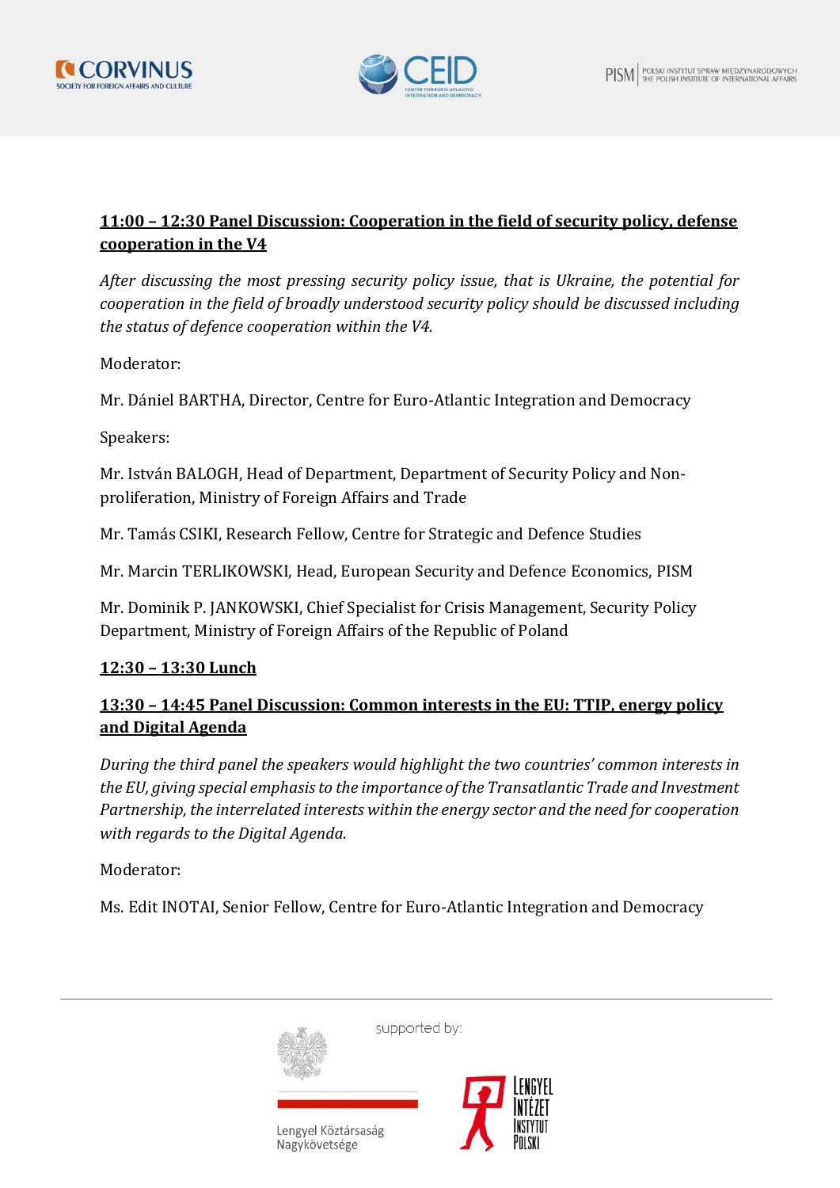**11:00 – 12:30 Panel Discussion: Cooperation in the field of security policy, defense cooperation in the V4**

*After discussing the most pressing security policy issue, that is Ukraine, the potential for cooperation in the field of broadly understood security policy should be discussed including the status of defence cooperation within the V4.*

Moderator:

Mr. Dániel BARTHA, Director, Centre for Euro-Atlantic Integration and Democracy

Speakers:

Mr. István BALOGH, Head of Department, Department of Security Policy and Non-proliferation, Ministry of Foreign Affairs and Trade

Mr. Tamás CSIKI, Research Fellow, Centre for Strategic and Defence Studies

Mr. Marcin TERLIKOWSKI, Head, European Security and Defence Economics, PISM

Mr. Dominik P. JANKOWSKI, Chief Specialist for Crisis Management, Security Policy Department, Ministry of Foreign Affairs of the Republic of Poland

**12:30 – 13:30 Lunch**

**13:30 – 14:45 Panel Discussion: Common interests in the EU: TTIP, energy policy and Digital Agenda**

*During the third panel the speakers would highlight the two countries' common interests in the EU, giving special emphasis to the importance of the Transatlantic Trade and Investment Partnership, the interrelated interests within the energy sector and the need for cooperation with regards to the Digital Agenda.*

Moderator:

Ms. Edit INOTAI, Senior Fellow, Centre for Euro-Atlantic Integration and Democracy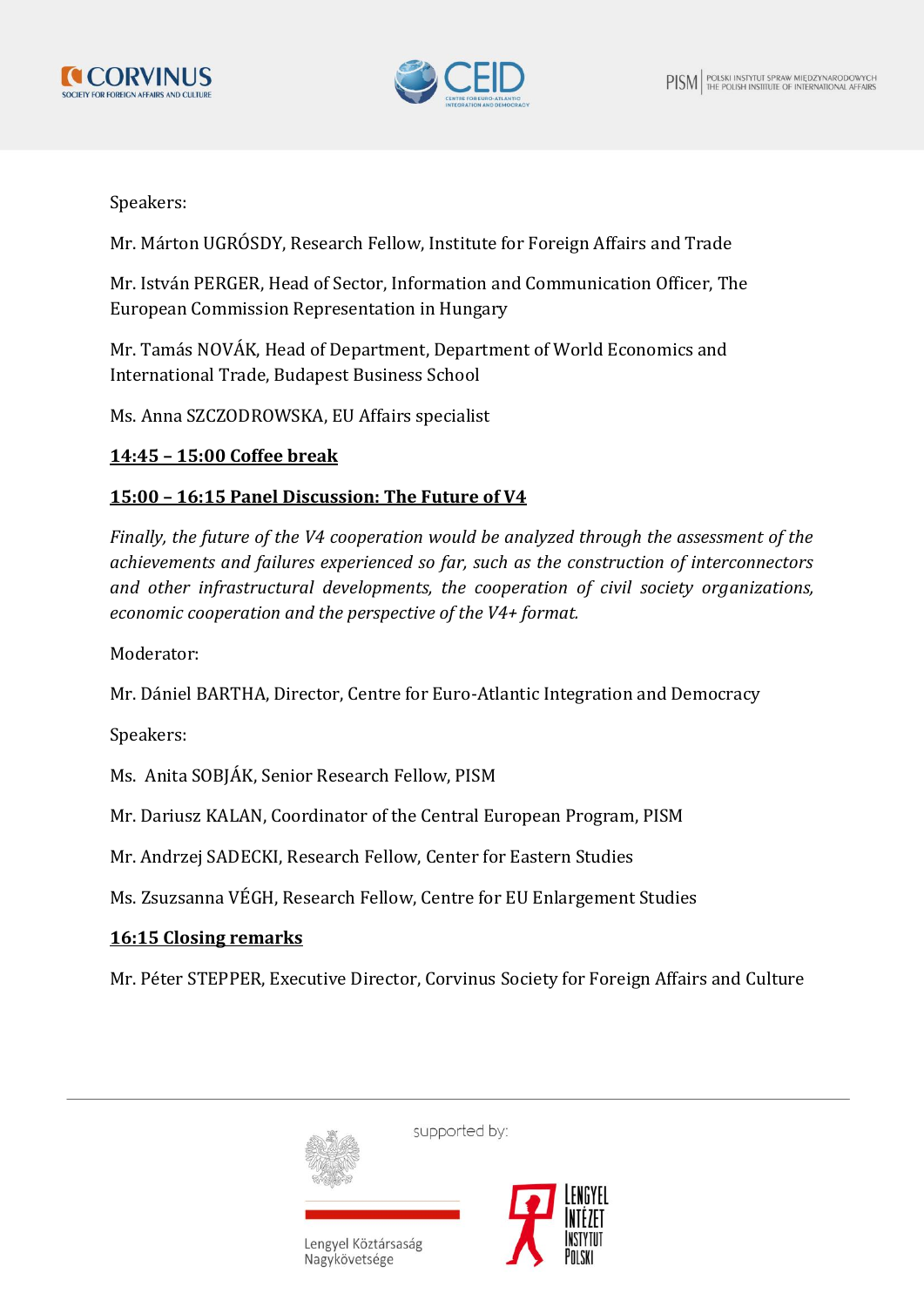Speakers:

Mr. Márton UGRÓSDY, Research Fellow, Institute for Foreign Affairs and Trade

Mr. István PERGER, Head of Sector, Information and Communication Officer, The European Commission Representation in Hungary

Mr. Tamás NOVÁK, Head of Department, Department of World Economics and International Trade, Budapest Business School

Ms. Anna SZCZODROWSKA, EU Affairs specialist

**14:45 – 15:00 Coffee break**

**15:00 – 16:15 Panel Discussion: The Future of V4**

*Finally, the future of the V4 cooperation would be analyzed through the assessment of the achievements and failures experienced so far, such as the construction of interconnectors and other infrastructural developments, the cooperation of civil society organizations, economic cooperation and the perspective of the V4+ format.*

Moderator:

Mr. Dániel BARTHA, Director, Centre for Euro-Atlantic Integration and Democracy

Speakers:

Ms. Anita SOBJÁK, Senior Research Fellow, PISM

Mr. Dariusz KALAN, Coordinator of the Central European Program, PISM

Mr. Andrzej SADECKI, Research Fellow, Center for Eastern Studies

Ms. Zsuzsanna VÉGH, Research Fellow, Centre for EU Enlargement Studies

**16:15 Closing remarks**

Mr. Péter STEPPER, Executive Director, Corvinus Society for Foreign Affairs and Culture

supported by:

Lengyel Köztársaság Nagykövetsége

Lengyel Intézet Instytut Polski